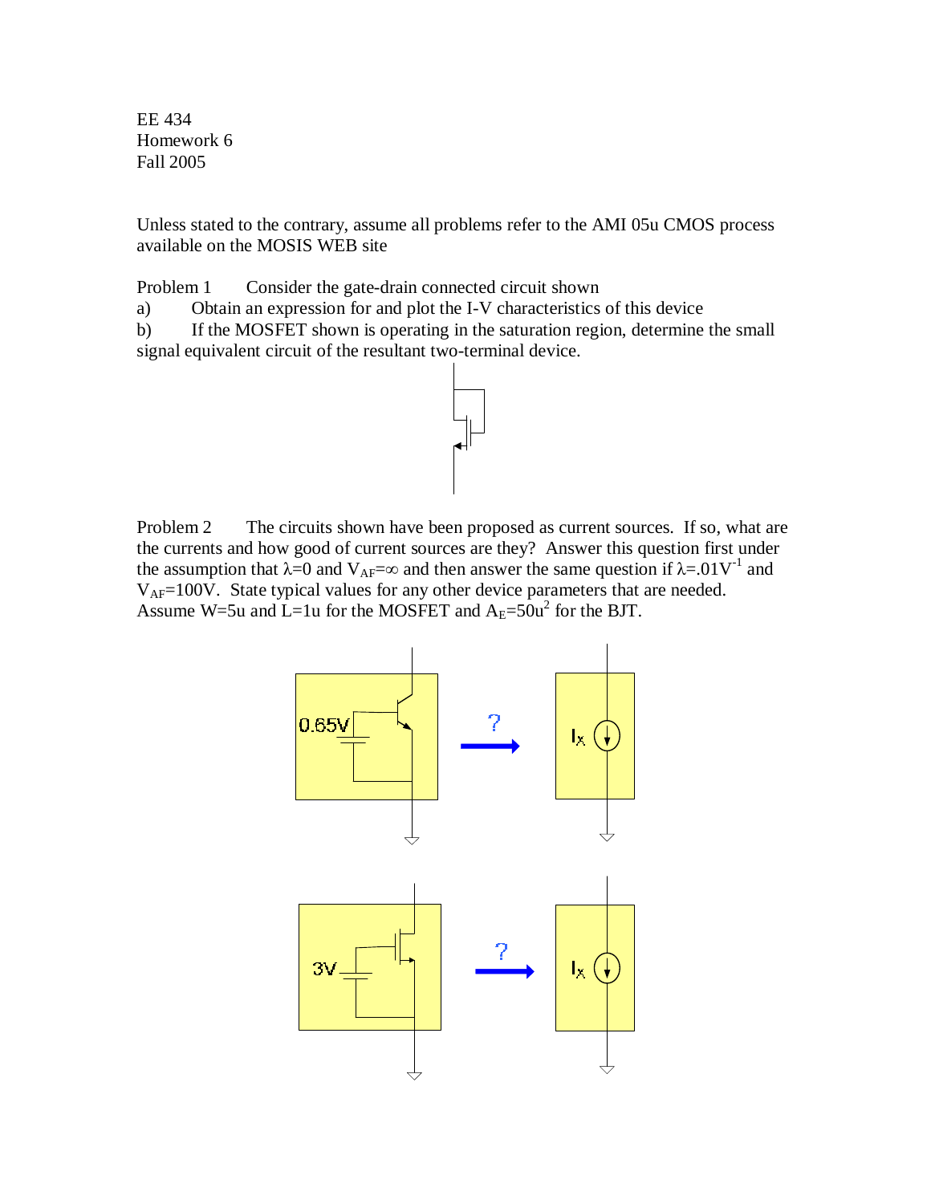EE 434
Homework 6
Fall 2005

Unless stated to the contrary, assume all problems refer to the AMI 05u CMOS process available on the MOSIS WEB site

Problem 1 Consider the gate-drain connected circuit shown

a) Obtain an expression for and plot the I-V characteristics of this device

b) If the MOSFET shown is operating in the saturation region, determine the small signal equivalent circuit of the resultant two-terminal device.

Problem 2 The circuits shown have been proposed as current sources. If so, what are the currents and how good of current sources are they? Answer this question first under the assumption that $\lambda=0$ and $V_{AF}=\infty$ and then answer the same question if $\lambda=.01V^{-1}$ and $V_{AF}=100V$. State typical values for any other device parameters that are needed. Assume W=5u and L=1u for the MOSFET and $A_E=50u^2$ for the BJT.

0.65V ? $I_X$

3V ? $I_X$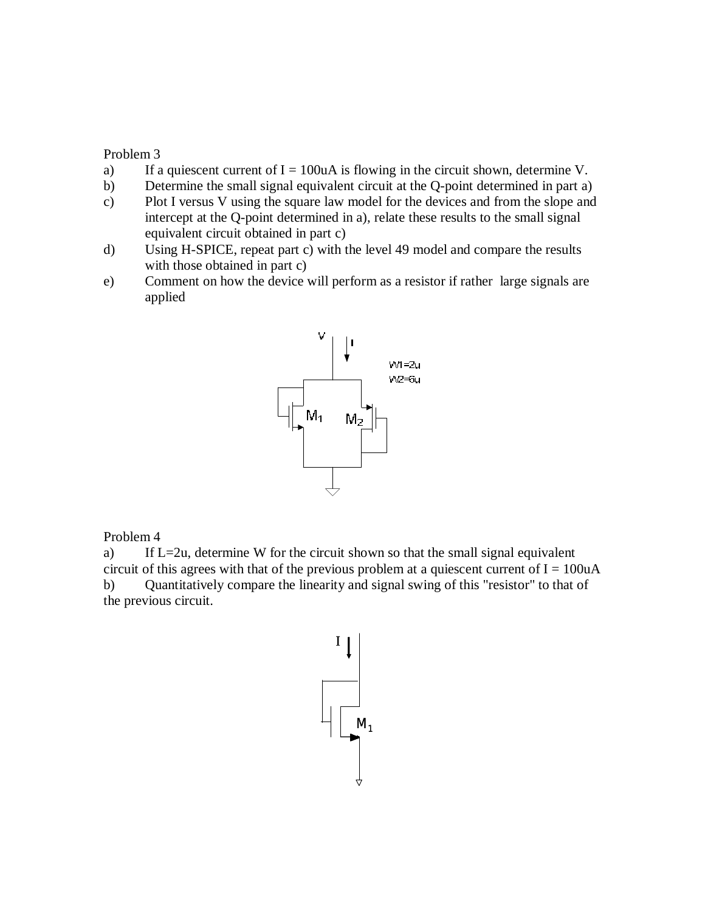Problem 3

a) If a quiescent current of I = 100uA is flowing in the circuit shown, determine V.

b) Determine the small signal equivalent circuit at the Q-point determined in part a)

c) Plot I versus V using the square law model for the devices and from the slope and intercept at the Q-point determined in a), relate these results to the small signal equivalent circuit obtained in part c)

d) Using H-SPICE, repeat part c) with the level 49 model and compare the results with those obtained in part c)

e) Comment on how the device will perform as a resistor if rather large signals are applied

V, I

W1=2u
W2=6u

$M_1$ $M_2$

Problem 4

a) If L=2u, determine W for the circuit shown so that the small signal equivalent circuit of this agrees with that of the previous problem at a quiescent current of I = 100uA

b) Quantitatively compare the linearity and signal swing of this "resistor" to that of the previous circuit.

I

$M_1$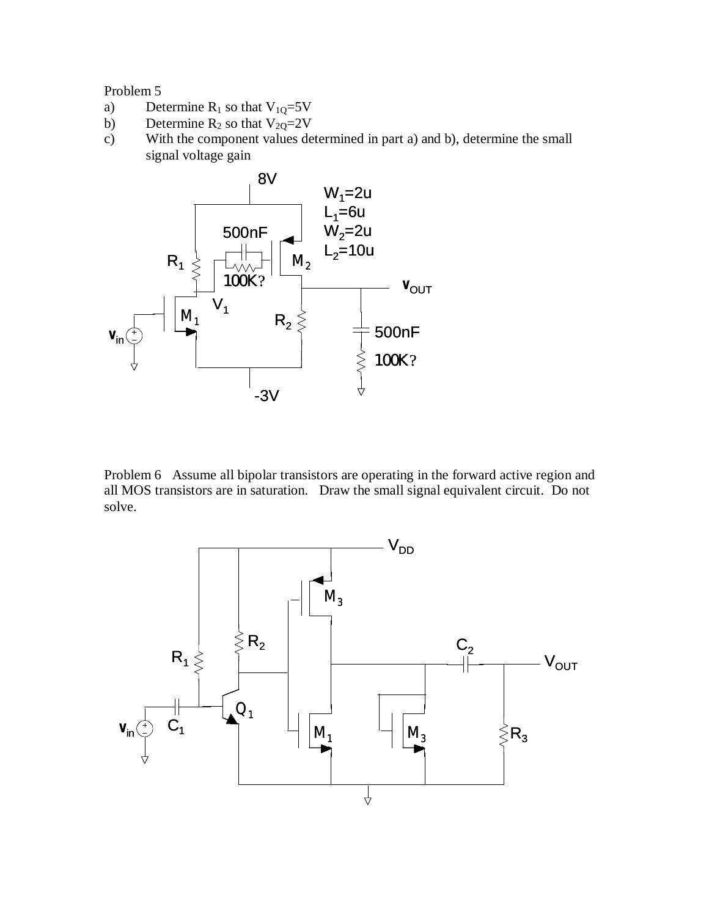Problem 5

a) Determine $R_1$ so that $V_{1Q}$=5V

b) Determine $R_2$ so that $V_{2Q}$=2V

c) With the component values determined in part a) and b), determine the small signal voltage gain

8V

$W_1$=2u
$L_1$=6u
$W_2$=2u
$L_2$=10u

500nF

$R_1$

100K?

$M_2$

$V_{OUT}$

$V_1$

$M_1$

$R_2$

$V_{in}$

500nF

100K?

-3V

Problem 6 Assume all bipolar transistors are operating in the forward active region and all MOS transistors are in saturation. Draw the small signal equivalent circuit. Do not solve.

$V_{DD}$

$M_3$

$R_2$

$C_2$

$R_1$

$V_{OUT}$

$Q_1$

$V_{in}$

$C_1$

$M_1$

$M_3$

$R_3$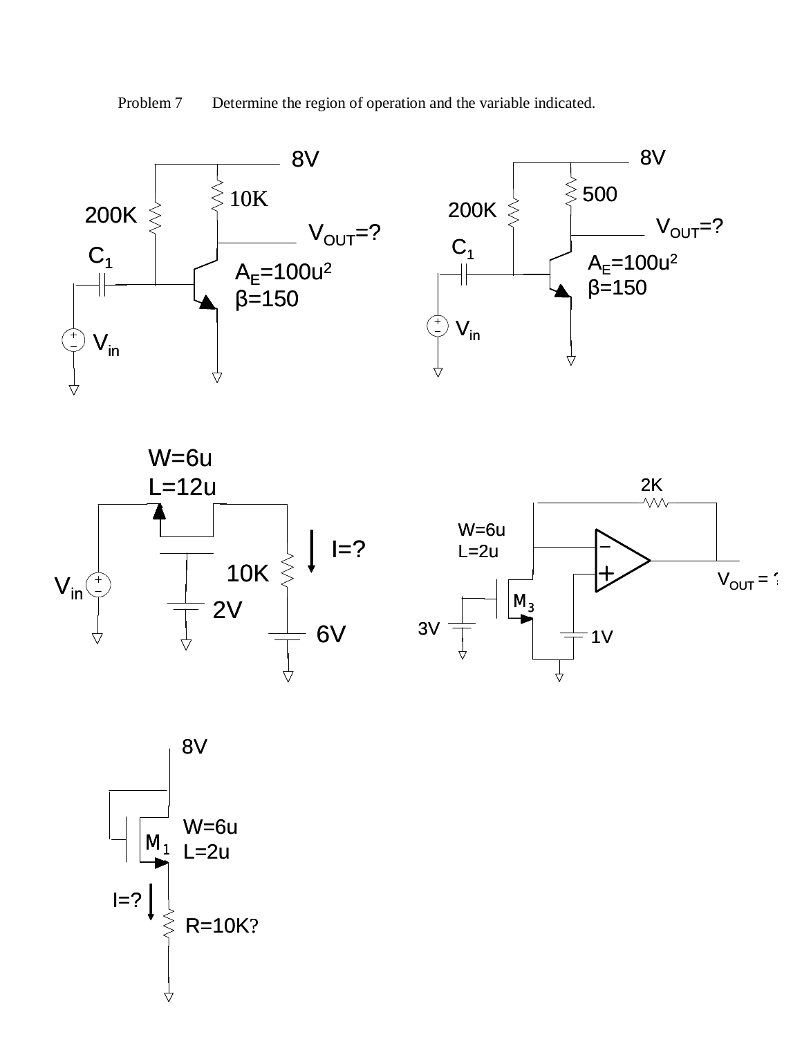Problem 7 Determine the region of operation and the variable indicated.

8V

10K

200K

$V_{OUT}$=?

$C_1$

$A_E$=100u[2]

β=150

$V_{in}$

8V

500

200K

$V_{OUT}$=?

$C_1$

$A_E$=100u[2]

β=150

$V_{in}$

W=6u

L=12u

I=?

10K

$V_{in}$

2V

6V

2K

W=6u

L=2u

$V_{OUT}$ = ?

$M_3$

3V

1V

8V

W=6u

$M_1$ L=2u

I=?

R=10K?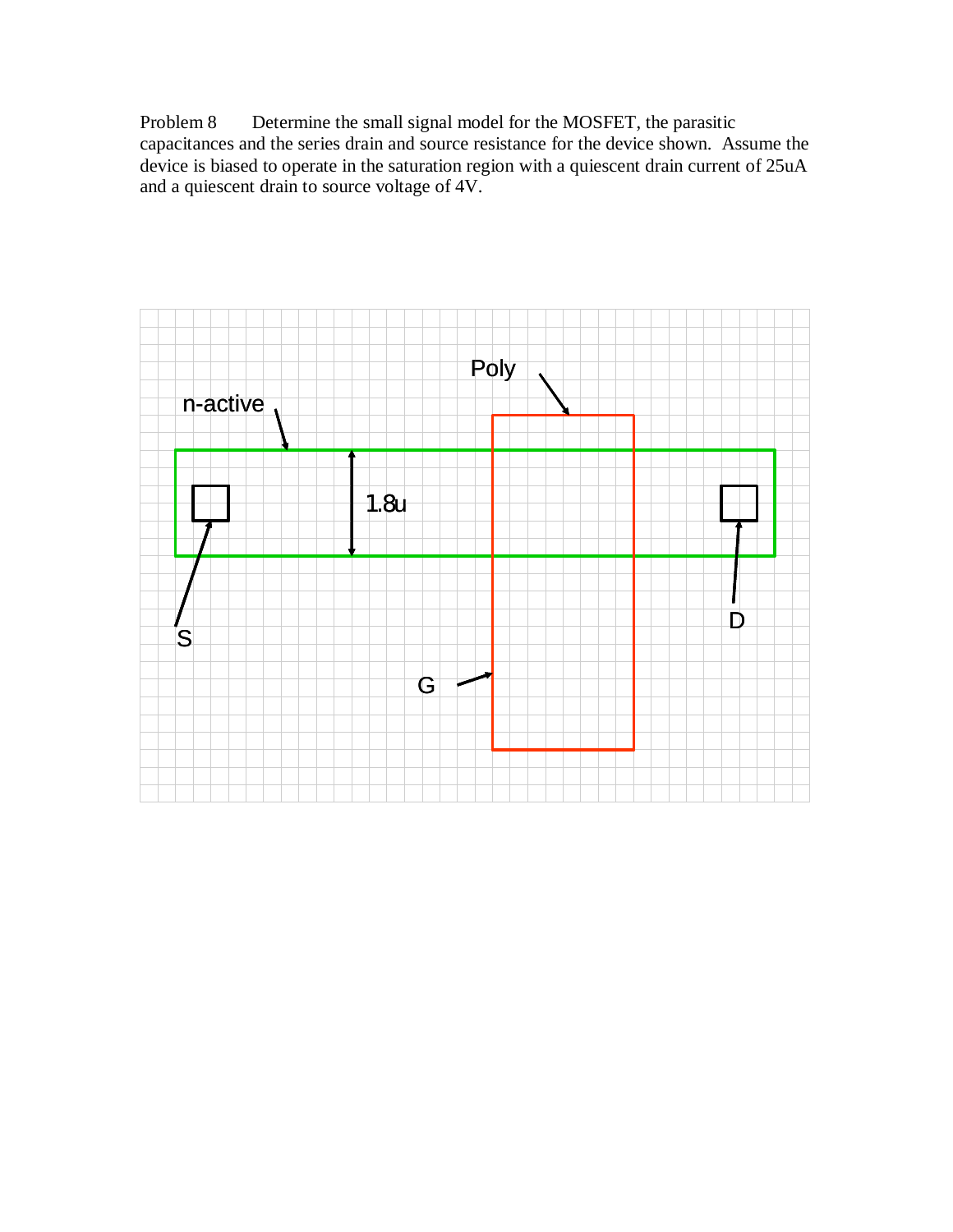Problem 8 Determine the small signal model for the MOSFET, the parasitic capacitances and the series drain and source resistance for the device shown. Assume the device is biased to operate in the saturation region with a quiescent drain current of 25uA and a quiescent drain to source voltage of 4V.

Poly

n-active

1.8u

S

D

G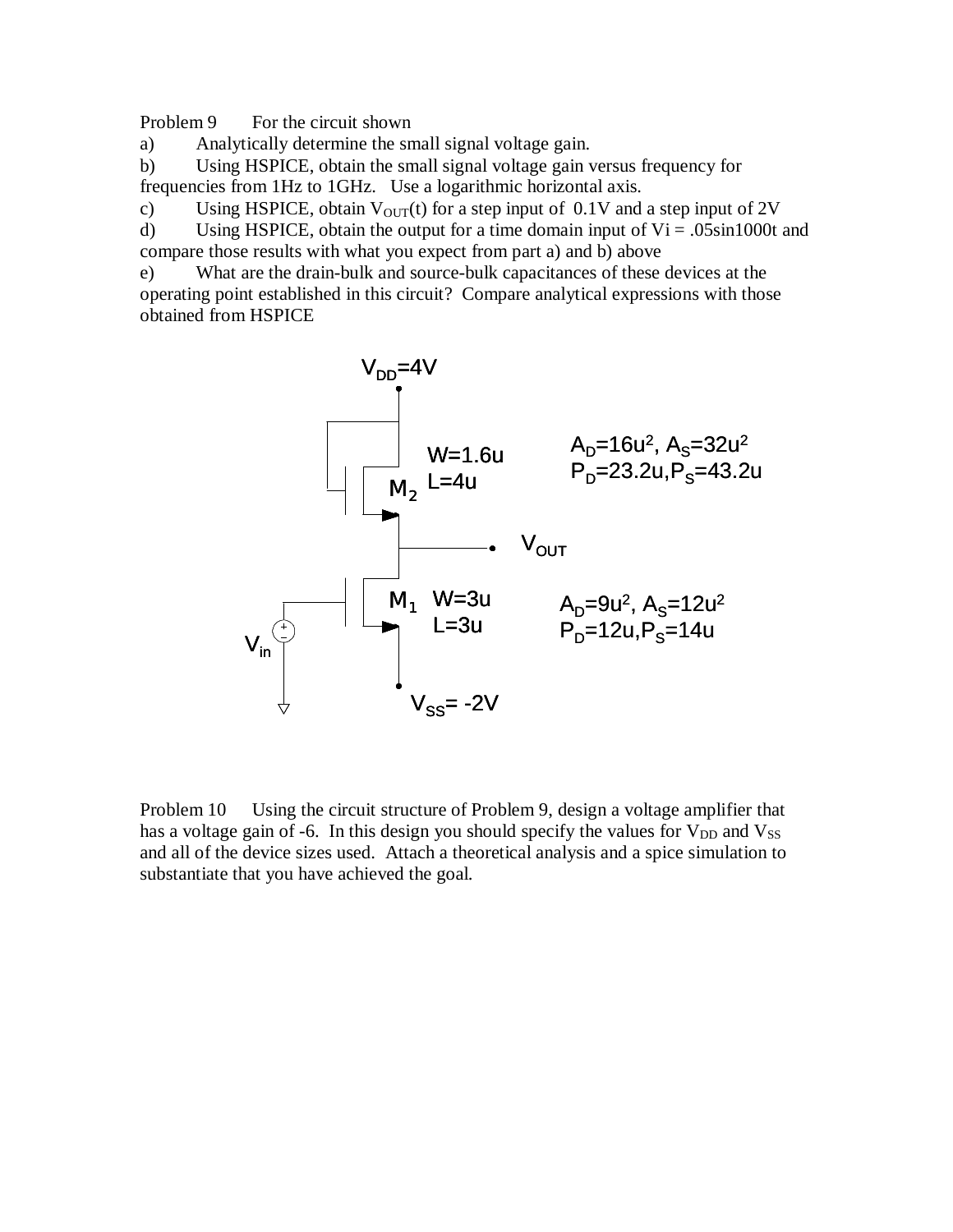Problem 9 For the circuit shown

a) Analytically determine the small signal voltage gain.

b) Using HSPICE, obtain the small signal voltage gain versus frequency for frequencies from 1Hz to 1GHz. Use a logarithmic horizontal axis.

c) Using HSPICE, obtain $V_{OUT}(t)$ for a step input of 0.1V and a step input of 2V

d) Using HSPICE, obtain the output for a time domain input of Vi = .05sin1000t and compare those results with what you expect from part a) and b) above

e) What are the drain-bulk and source-bulk capacitances of these devices at the operating point established in this circuit? Compare analytical expressions with those obtained from HSPICE

$V_{DD}$=4V

$M_2$: W=1.6u, L=4u — $A_D$=16u², $A_S$=32u², $P_D$=23.2u, $P_S$=43.2u

$V_{OUT}$

$M_1$: W=3u, L=3u — $A_D$=9u², $A_S$=12u², $P_D$=12u, $P_S$=14u

$V_{in}$

$V_{SS}$= -2V

Problem 10 Using the circuit structure of Problem 9, design a voltage amplifier that has a voltage gain of -6. In this design you should specify the values for $V_{DD}$ and $V_{SS}$ and all of the device sizes used. Attach a theoretical analysis and a spice simulation to substantiate that you have achieved the goal.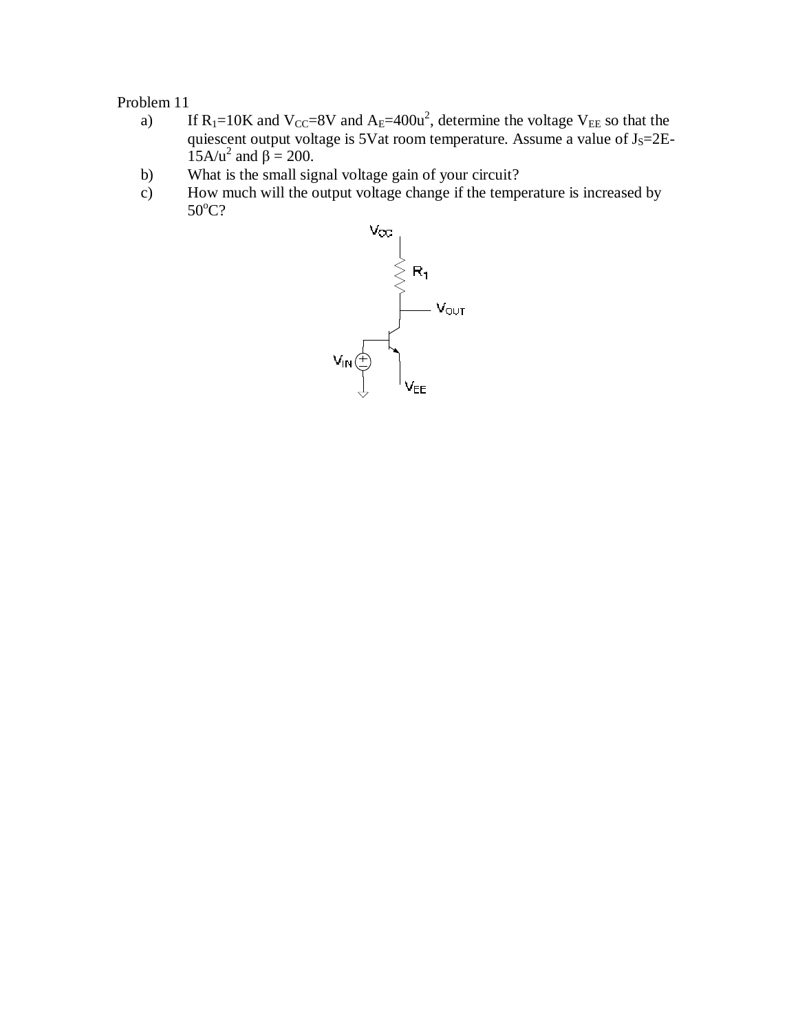Problem 11

a) If $R_1$=10K and $V_{CC}$=8V and $A_E$=400u$^2$, determine the voltage $V_{EE}$ so that the quiescent output voltage is 5Vat room temperature. Assume a value of $J_S$=2E-15A/u$^2$ and $\beta$ = 200.

b) What is the small signal voltage gain of your circuit?

c) How much will the output voltage change if the temperature is increased by 50$^o$C?

VCC

R1

VOUT

VIN

VEE